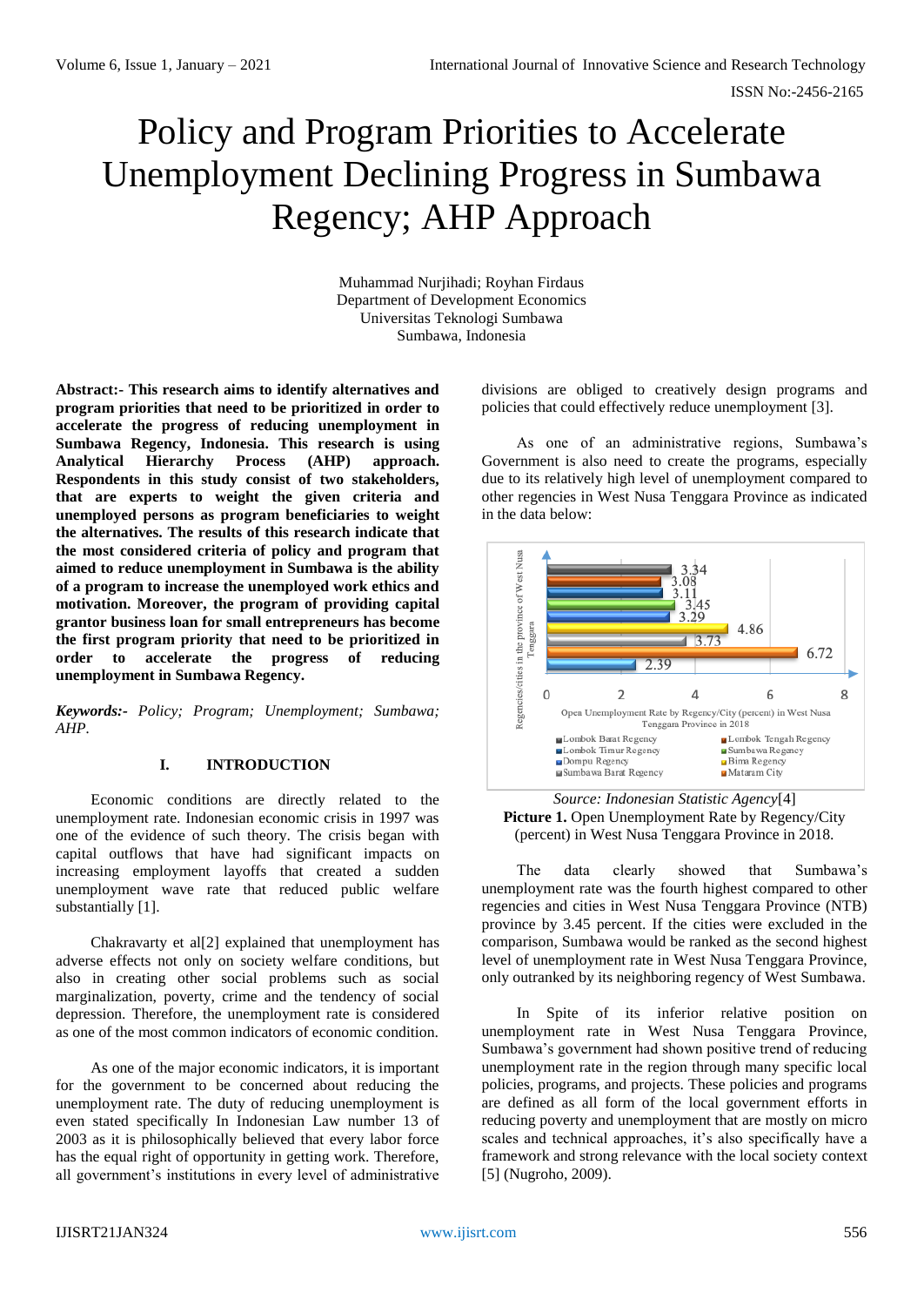# Policy and Program Priorities to Accelerate Unemployment Declining Progress in Sumbawa Regency; AHP Approach

Muhammad Nurjihadi; Royhan Firdaus
Department of Development Economics
Universitas Teknologi Sumbawa
Sumbawa, Indonesia

**Abstract:- This research aims to identify alternatives and program priorities that need to be prioritized in order to accelerate the progress of reducing unemployment in Sumbawa Regency, Indonesia. This research is using Analytical Hierarchy Process (AHP) approach. Respondents in this study consist of two stakeholders, that are experts to weight the given criteria and unemployed persons as program beneficiaries to weight the alternatives. The results of this research indicate that the most considered criteria of policy and program that aimed to reduce unemployment in Sumbawa is the ability of a program to increase the unemployed work ethics and motivation. Moreover, the program of providing capital grantor business loan for small entrepreneurs has become the first program priority that need to be prioritized in order to accelerate the progress of reducing unemployment in Sumbawa Regency.**

***Keywords:-*** *Policy; Program; Unemployment; Sumbawa; AHP.*

## I. INTRODUCTION

Economic conditions are directly related to the unemployment rate. Indonesian economic crisis in 1997 was one of the evidence of such theory. The crisis began with capital outflows that have had significant impacts on increasing employment layoffs that created a sudden unemployment wave rate that reduced public welfare substantially [1].

Chakravarty et al[2] explained that unemployment has adverse effects not only on society welfare conditions, but also in creating other social problems such as social marginalization, poverty, crime and the tendency of social depression. Therefore, the unemployment rate is considered as one of the most common indicators of economic condition.

As one of the major economic indicators, it is important for the government to be concerned about reducing the unemployment rate. The duty of reducing unemployment is even stated specifically In Indonesian Law number 13 of 2003 as it is philosophically believed that every labor force has the equal right of opportunity in getting work. Therefore, all government's institutions in every level of administrative divisions are obliged to creatively design programs and policies that could effectively reduce unemployment [3].

As one of an administrative regions, Sumbawa's Government is also need to create the programs, especially due to its relatively high level of unemployment compared to other regencies in West Nusa Tenggara Province as indicated in the data below:

Regencies/cities in the province of West Nusa Tenggara
3.34
3.08
3.11
3.45
3.29
4.86
3.73
6.72
2.39
0 2 4 6 8
Open Unemployment Rate by Regency/City (percent) in West Nusa Tenggara Province in 2018
Lombok Barat Regency
Lombok Tengah Regency
Lombok Timur Regency
Sumbawa Regency
Dompu Regency
Bima Regency
Sumbawa Barat Regency
Mataram City

*Source: Indonesian Statistic Agency*[4]
**Picture 1.** Open Unemployment Rate by Regency/City (percent) in West Nusa Tenggara Province in 2018.

The data clearly showed that Sumbawa's unemployment rate was the fourth highest compared to other regencies and cities in West Nusa Tenggara Province (NTB) province by 3.45 percent. If the cities were excluded in the comparison, Sumbawa would be ranked as the second highest level of unemployment rate in West Nusa Tenggara Province, only outranked by its neighboring regency of West Sumbawa.

In Spite of its inferior relative position on unemployment rate in West Nusa Tenggara Province, Sumbawa's government had shown positive trend of reducing unemployment rate in the region through many specific local policies, programs, and projects. These policies and programs are defined as all form of the local government efforts in reducing poverty and unemployment that are mostly on micro scales and technical approaches, it's also specifically have a framework and strong relevance with the local society context [5] (Nugroho, 2009).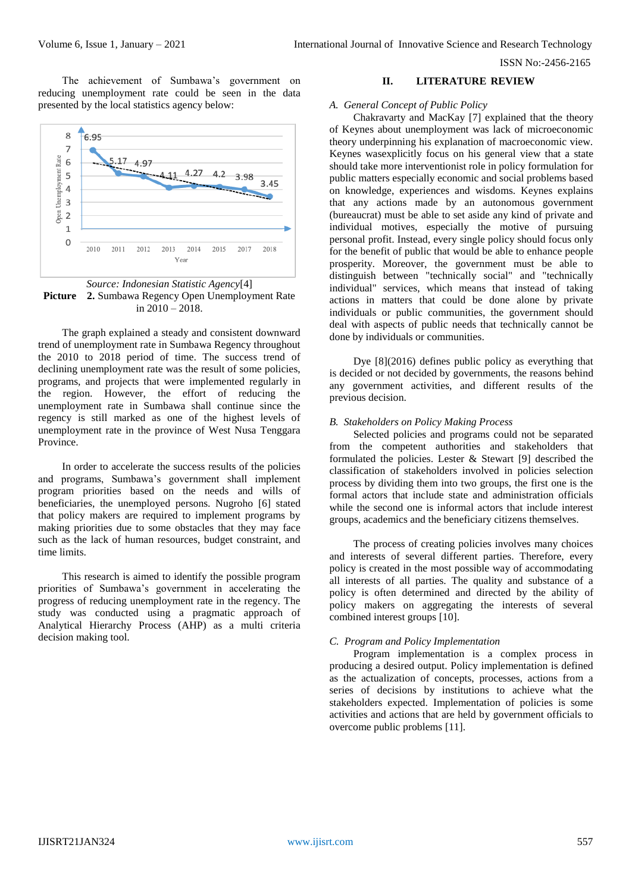The achievement of Sumbawa's government on reducing unemployment rate could be seen in the data presented by the local statistics agency below:

Source: Indonesian Statistic Agency[4]

**Picture 2.** Sumbawa Regency Open Unemployment Rate in 2010 – 2018.

The graph explained a steady and consistent downward trend of unemployment rate in Sumbawa Regency throughout the 2010 to 2018 period of time. The success trend of declining unemployment rate was the result of some policies, programs, and projects that were implemented regularly in the region. However, the effort of reducing the unemployment rate in Sumbawa shall continue since the regency is still marked as one of the highest levels of unemployment rate in the province of West Nusa Tenggara Province.

In order to accelerate the success results of the policies and programs, Sumbawa's government shall implement program priorities based on the needs and wills of beneficiaries, the unemployed persons. Nugroho [6] stated that policy makers are required to implement programs by making priorities due to some obstacles that they may face such as the lack of human resources, budget constraint, and time limits.

This research is aimed to identify the possible program priorities of Sumbawa's government in accelerating the progress of reducing unemployment rate in the regency. The study was conducted using a pragmatic approach of Analytical Hierarchy Process (AHP) as a multi criteria decision making tool.

## II. LITERATURE REVIEW

### *A. General Concept of Public Policy*

Chakravarty and MacKay [7] explained that the theory of Keynes about unemployment was lack of microeconomic theory underpinning his explanation of macroeconomic view. Keynes wasexplicitly focus on his general view that a state should take more interventionist role in policy formulation for public matters especially economic and social problems based on knowledge, experiences and wisdoms. Keynes explains that any actions made by an autonomous government (bureaucrat) must be able to set aside any kind of private and individual motives, especially the motive of pursuing personal profit. Instead, every single policy should focus only for the benefit of public that would be able to enhance people prosperity. Moreover, the government must be able to distinguish between "technically social" and "technically individual" services, which means that instead of taking actions in matters that could be done alone by private individuals or public communities, the government should deal with aspects of public needs that technically cannot be done by individuals or communities.

Dye [8](2016) defines public policy as everything that is decided or not decided by governments, the reasons behind any government activities, and different results of the previous decision.

### *B. Stakeholders on Policy Making Process*

Selected policies and programs could not be separated from the competent authorities and stakeholders that formulated the policies. Lester & Stewart [9] described the classification of stakeholders involved in policies selection process by dividing them into two groups, the first one is the formal actors that include state and administration officials while the second one is informal actors that include interest groups, academics and the beneficiary citizens themselves.

The process of creating policies involves many choices and interests of several different parties. Therefore, every policy is created in the most possible way of accommodating all interests of all parties. The quality and substance of a policy is often determined and directed by the ability of policy makers on aggregating the interests of several combined interest groups [10].

### *C. Program and Policy Implementation*

Program implementation is a complex process in producing a desired output. Policy implementation is defined as the actualization of concepts, processes, actions from a series of decisions by institutions to achieve what the stakeholders expected. Implementation of policies is some activities and actions that are held by government officials to overcome public problems [11].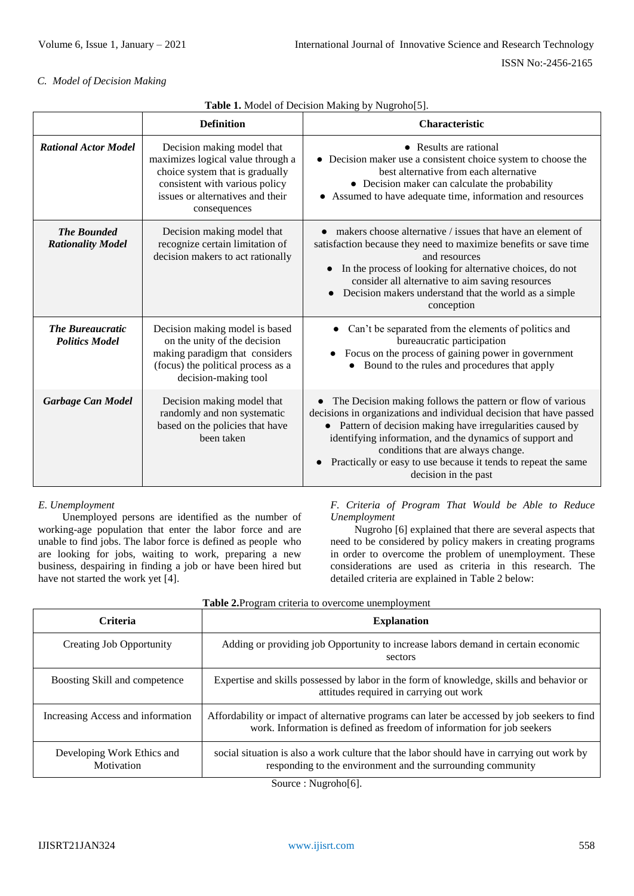### *C. Model of Decision Making*

**Table 1.** Model of Decision Making by Nugroho[5].

| | Definition | Characteristic |
|---|---|---|
| ***Rational Actor Model*** | Decision making model that maximizes logical value through a choice system that is gradually consistent with various policy issues or alternatives and their consequences | • Results are rational<br>• Decision maker use a consistent choice system to choose the best alternative from each alternative<br>• Decision maker can calculate the probability<br>• Assumed to have adequate time, information and resources |
| ***The Bounded Rationality Model*** | Decision making model that recognize certain limitation of decision makers to act rationally | • makers choose alternative / issues that have an element of satisfaction because they need to maximize benefits or save time and resources<br>• In the process of looking for alternative choices, do not consider all alternative to aim saving resources<br>• Decision makers understand that the world as a simple conception |
| ***The Bureaucratic Politics Model*** | Decision making model is based on the unity of the decision making paradigm that considers (focus) the political process as a decision-making tool | • Can't be separated from the elements of politics and bureaucratic participation<br>• Focus on the process of gaining power in government<br>• Bound to the rules and procedures that apply |
| ***Garbage Can Model*** | Decision making model that randomly and non systematic based on the policies that have been taken | • The Decision making follows the pattern or flow of various decisions in organizations and individual decision that have passed<br>• Pattern of decision making have irregularities caused by identifying information, and the dynamics of support and conditions that are always change.<br>• Practically or easy to use because it tends to repeat the same decision in the past |

### *E. Unemployment*

Unemployed persons are identified as the number of working-age population that enter the labor force and are unable to find jobs. The labor force is defined as people who are looking for jobs, waiting to work, preparing a new business, despairing in finding a job or have been hired but have not started the work yet [4].

### *F. Criteria of Program That Would be Able to Reduce Unemployment*

Nugroho [6] explained that there are several aspects that need to be considered by policy makers in creating programs in order to overcome the problem of unemployment. These considerations are used as criteria in this research. The detailed criteria are explained in Table 2 below:

**Table 2.**Program criteria to overcome unemployment

| Criteria | Explanation |
|---|---|
| Creating Job Opportunity | Adding or providing job Opportunity to increase labors demand in certain economic sectors |
| Boosting Skill and competence | Expertise and skills possessed by labor in the form of knowledge, skills and behavior or attitudes required in carrying out work |
| Increasing Access and information | Affordability or impact of alternative programs can later be accessed by job seekers to find work. Information is defined as freedom of information for job seekers |
| Developing Work Ethics and Motivation | social situation is also a work culture that the labor should have in carrying out work by responding to the environment and the surrounding community |

Source : Nugroho[6].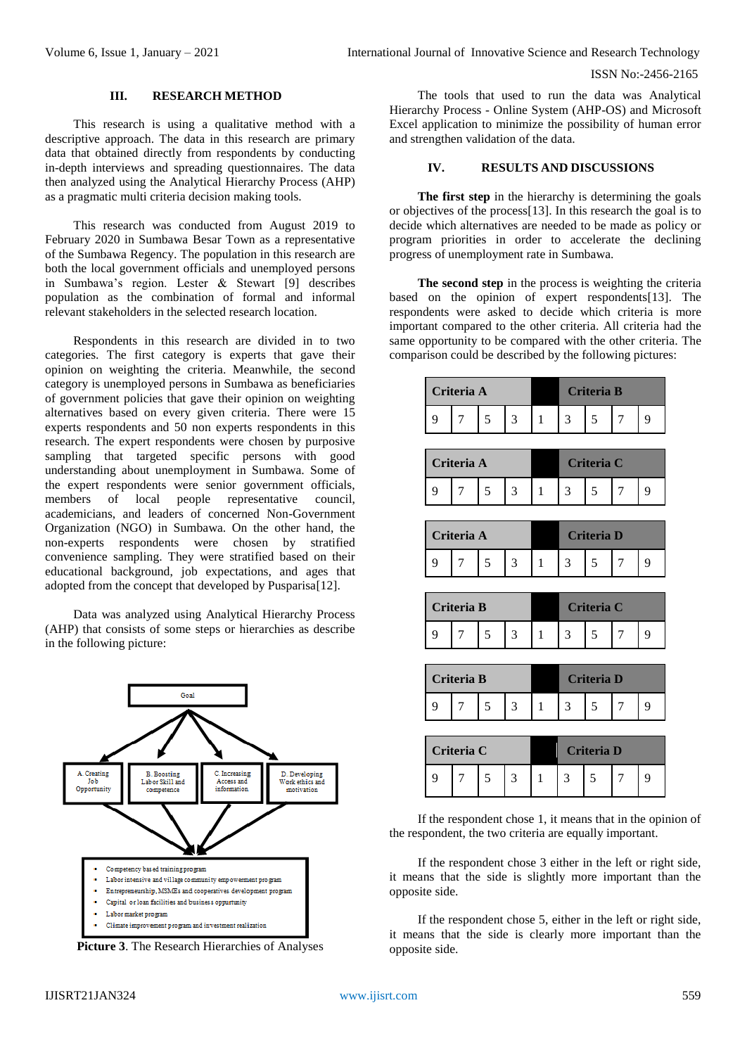## III. RESEARCH METHOD

This research is using a qualitative method with a descriptive approach. The data in this research are primary data that obtained directly from respondents by conducting in-depth interviews and spreading questionnaires. The data then analyzed using the Analytical Hierarchy Process (AHP) as a pragmatic multi criteria decision making tools.

This research was conducted from August 2019 to February 2020 in Sumbawa Besar Town as a representative of the Sumbawa Regency. The population in this research are both the local government officials and unemployed persons in Sumbawa's region. Lester & Stewart [9] describes population as the combination of formal and informal relevant stakeholders in the selected research location.

Respondents in this research are divided in to two categories. The first category is experts that gave their opinion on weighting the criteria. Meanwhile, the second category is unemployed persons in Sumbawa as beneficiaries of government policies that gave their opinion on weighting alternatives based on every given criteria. There were 15 experts respondents and 50 non experts respondents in this research. The expert respondents were chosen by purposive sampling that targeted specific persons with good understanding about unemployment in Sumbawa. Some of the expert respondents were senior government officials, members of local people representative council, academicians, and leaders of concerned Non-Government Organization (NGO) in Sumbawa. On the other hand, the non-experts respondents were chosen by stratified convenience sampling. They were stratified based on their educational background, job expectations, and ages that adopted from the concept that developed by Pusparisa[12].

Data was analyzed using Analytical Hierarchy Process (AHP) that consists of some steps or hierarchies as describe in the following picture:

Goal

A. Creating Job Opportunity

B. Boosting Labor Skill and competence

C. Increasing Access and information

D. Developing Work ethics and motivation

- Competency based training program
- Labor intensive and village community empowerment program
- Entrepreneurship, MSMEs and cooperatives development program
- Capital or loan facilities and business oppurtunity
- Labor market program
- Climate improvement program and investment realization

**Picture 3**. The Research Hierarchies of Analyses

The tools that used to run the data was Analytical Hierarchy Process - Online System (AHP-OS) and Microsoft Excel application to minimize the possibility of human error and strengthen validation of the data.

## IV. RESULTS AND DISCUSSIONS

**The first step** in the hierarchy is determining the goals or objectives of the process[13]. In this research the goal is to decide which alternatives are needed to be made as policy or program priorities in order to accelerate the declining progress of unemployment rate in Sumbawa.

**The second step** in the process is weighting the criteria based on the opinion of expert respondents[13]. The respondents were asked to decide which criteria is more important compared to the other criteria. All criteria had the same opportunity to be compared with the other criteria. The comparison could be described by the following pictures:

| Criteria A | | | | | Criteria B | | | |
|---|---|---|---|---|---|---|---|---|
| 9 | 7 | 5 | 3 | 1 | 3 | 5 | 7 | 9 |

| Criteria A | | | | | Criteria C | | | |
|---|---|---|---|---|---|---|---|---|
| 9 | 7 | 5 | 3 | 1 | 3 | 5 | 7 | 9 |

| Criteria A | | | | | Criteria D | | | |
|---|---|---|---|---|---|---|---|---|
| 9 | 7 | 5 | 3 | 1 | 3 | 5 | 7 | 9 |

| Criteria B | | | | | Criteria C | | | |
|---|---|---|---|---|---|---|---|---|
| 9 | 7 | 5 | 3 | 1 | 3 | 5 | 7 | 9 |

| Criteria B | | | | | Criteria D | | | |
|---|---|---|---|---|---|---|---|---|
| 9 | 7 | 5 | 3 | 1 | 3 | 5 | 7 | 9 |

| Criteria C | | | | | Criteria D | | | |
|---|---|---|---|---|---|---|---|---|
| 9 | 7 | 5 | 3 | 1 | 3 | 5 | 7 | 9 |

If the respondent chose 1, it means that in the opinion of the respondent, the two criteria are equally important.

If the respondent chose 3 either in the left or right side, it means that the side is slightly more important than the opposite side.

If the respondent chose 5, either in the left or right side, it means that the side is clearly more important than the opposite side.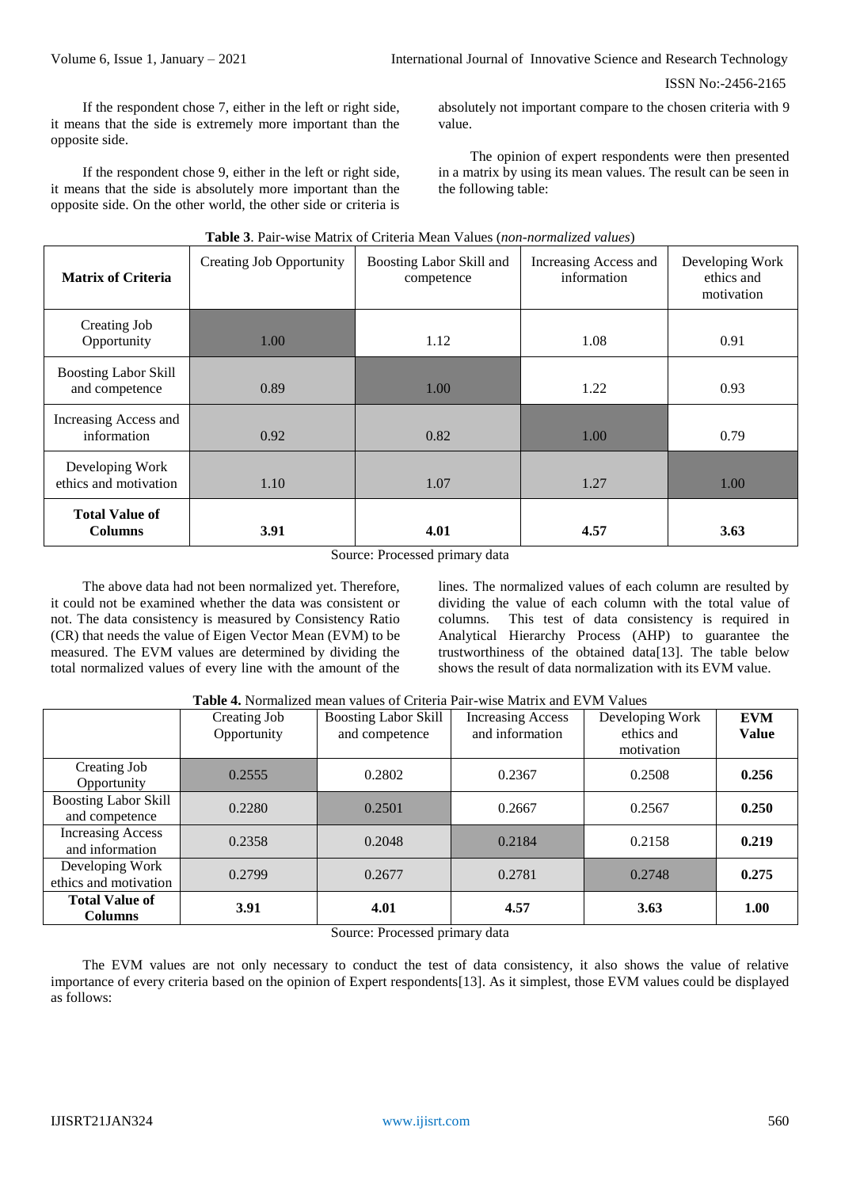If the respondent chose 7, either in the left or right side, it means that the side is extremely more important than the opposite side.

If the respondent chose 9, either in the left or right side, it means that the side is absolutely more important than the opposite side. On the other world, the other side or criteria is absolutely not important compare to the chosen criteria with 9 value.

The opinion of expert respondents were then presented in a matrix by using its mean values. The result can be seen in the following table:

**Table 3**. Pair-wise Matrix of Criteria Mean Values (*non-normalized values*)

| **Matrix of Criteria** | Creating Job Opportunity | Boosting Labor Skill and competence | Increasing Access and information | Developing Work ethics and motivation |
|---|---|---|---|---|
| Creating Job Opportunity | 1.00 | 1.12 | 1.08 | 0.91 |
| Boosting Labor Skill and competence | 0.89 | 1.00 | 1.22 | 0.93 |
| Increasing Access and information | 0.92 | 0.82 | 1.00 | 0.79 |
| Developing Work ethics and motivation | 1.10 | 1.07 | 1.27 | 1.00 |
| **Total Value of Columns** | **3.91** | **4.01** | **4.57** | **3.63** |

Source: Processed primary data

The above data had not been normalized yet. Therefore, it could not be examined whether the data was consistent or not. The data consistency is measured by Consistency Ratio (CR) that needs the value of Eigen Vector Mean (EVM) to be measured. The EVM values are determined by dividing the total normalized values of every line with the amount of the lines. The normalized values of each column are resulted by dividing the value of each column with the total value of columns. This test of data consistency is required in Analytical Hierarchy Process (AHP) to guarantee the trustworthiness of the obtained data[13]. The table below shows the result of data normalization with its EVM value.

**Table 4.** Normalized mean values of Criteria Pair-wise Matrix and EVM Values

| | Creating Job Opportunity | Boosting Labor Skill and competence | Increasing Access and information | Developing Work ethics and motivation | **EVM Value** |
|---|---|---|---|---|---|
| Creating Job Opportunity | 0.2555 | 0.2802 | 0.2367 | 0.2508 | **0.256** |
| Boosting Labor Skill and competence | 0.2280 | 0.2501 | 0.2667 | 0.2567 | **0.250** |
| Increasing Access and information | 0.2358 | 0.2048 | 0.2184 | 0.2158 | **0.219** |
| Developing Work ethics and motivation | 0.2799 | 0.2677 | 0.2781 | 0.2748 | **0.275** |
| **Total Value of Columns** | **3.91** | **4.01** | **4.57** | **3.63** | **1.00** |

Source: Processed primary data

The EVM values are not only necessary to conduct the test of data consistency, it also shows the value of relative importance of every criteria based on the opinion of Expert respondents[13]. As it simplest, those EVM values could be displayed as follows: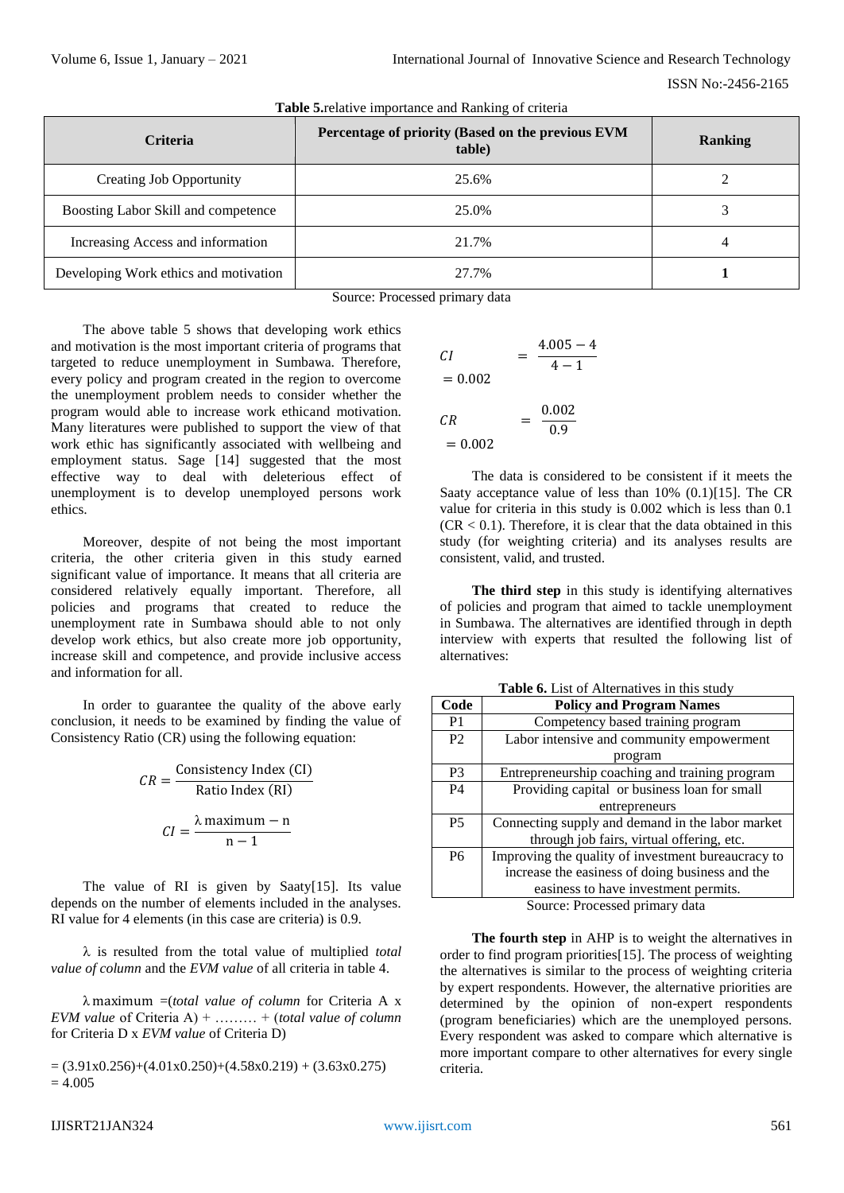**Table 5.** relative importance and Ranking of criteria

| Criteria | Percentage of priority (Based on the previous EVM table) | Ranking |
|---|---|---|
| Creating Job Opportunity | 25.6% | 2 |
| Boosting Labor Skill and competence | 25.0% | 3 |
| Increasing Access and information | 21.7% | 4 |
| Developing Work ethics and motivation | 27.7% | **1** |

Source: Processed primary data

The above table 5 shows that developing work ethics and motivation is the most important criteria of programs that targeted to reduce unemployment in Sumbawa. Therefore, every policy and program created in the region to overcome the unemployment problem needs to consider whether the program would able to increase work ethicand motivation. Many literatures were published to support the view of that work ethic has significantly associated with wellbeing and employment status. Sage [14] suggested that the most effective way to deal with deleterious effect of unemployment is to develop unemployed persons work ethics.

Moreover, despite of not being the most important criteria, the other criteria given in this study earned significant value of importance. It means that all criteria are considered relatively equally important. Therefore, all policies and programs that created to reduce the unemployment rate in Sumbawa should able to not only develop work ethics, but also create more job opportunity, increase skill and competence, and provide inclusive access and information for all.

In order to guarantee the quality of the above early conclusion, it needs to be examined by finding the value of Consistency Ratio (CR) using the following equation:

$$CR = \frac{\text{Consistency Index (CI)}}{\text{Ratio Index (RI)}}$$

$$CI = \frac{\lambda\,\text{maximum} - \text{n}}{\text{n} - 1}$$

The value of RI is given by Saaty[15]. Its value depends on the number of elements included in the analyses. RI value for 4 elements (in this case are criteria) is 0.9.

λ is resulted from the total value of multiplied *total value of column* and the *EVM value* of all criteria in table 4.

λ maximum =(*total value of column* for Criteria A x *EVM value* of Criteria A) + ……… + (*total value of column* for Criteria D x *EVM value* of Criteria D)

= (3.91x0.256)+(4.01x0.250)+(4.58x0.219) + (3.63x0.275) = 4.005

$$CI = \frac{4.005 - 4}{4 - 1} = 0.002$$

$$CR = \frac{0.002}{0.9} = 0.002$$

The data is considered to be consistent if it meets the Saaty acceptance value of less than 10% (0.1)[15]. The CR value for criteria in this study is 0.002 which is less than 0.1 (CR < 0.1). Therefore, it is clear that the data obtained in this study (for weighting criteria) and its analyses results are consistent, valid, and trusted.

**The third step** in this study is identifying alternatives of policies and program that aimed to tackle unemployment in Sumbawa. The alternatives are identified through in depth interview with experts that resulted the following list of alternatives:

**Table 6.** List of Alternatives in this study

| Code | Policy and Program Names |
|---|---|
| P1 | Competency based training program |
| P2 | Labor intensive and community empowerment program |
| P3 | Entrepreneurship coaching and training program |
| P4 | Providing capital or business loan for small entrepreneurs |
| P5 | Connecting supply and demand in the labor market through job fairs, virtual offering, etc. |
| P6 | Improving the quality of investment bureaucracy to increase the easiness of doing business and the easiness to have investment permits. |

Source: Processed primary data

**The fourth step** in AHP is to weight the alternatives in order to find program priorities[15]. The process of weighting the alternatives is similar to the process of weighting criteria by expert respondents. However, the alternative priorities are determined by the opinion of non-expert respondents (program beneficiaries) which are the unemployed persons. Every respondent was asked to compare which alternative is more important compare to other alternatives for every single criteria.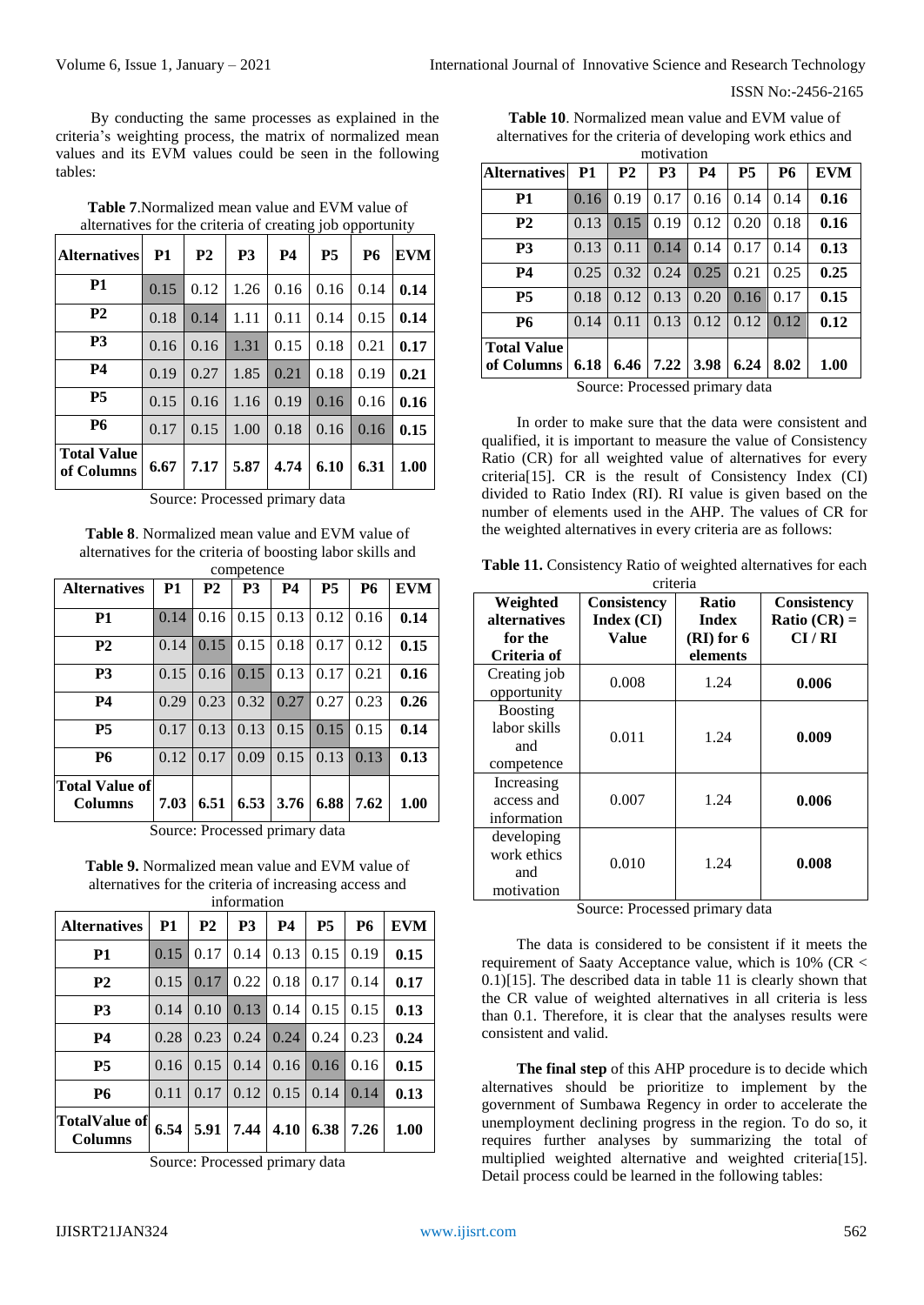By conducting the same processes as explained in the criteria's weighting process, the matrix of normalized mean values and its EVM values could be seen in the following tables:

**Table 7**.Normalized mean value and EVM value of alternatives for the criteria of creating job opportunity

| Alternatives | P1 | P2 | P3 | P4 | P5 | P6 | EVM |
|---|---|---|---|---|---|---|---|
| **P1** | 0.15 | 0.12 | 1.26 | 0.16 | 0.16 | 0.14 | **0.14** |
| **P2** | 0.18 | 0.14 | 1.11 | 0.11 | 0.14 | 0.15 | **0.14** |
| **P3** | 0.16 | 0.16 | 1.31 | 0.15 | 0.18 | 0.21 | **0.17** |
| **P4** | 0.19 | 0.27 | 1.85 | 0.21 | 0.18 | 0.19 | **0.21** |
| **P5** | 0.15 | 0.16 | 1.16 | 0.19 | 0.16 | 0.16 | **0.16** |
| **P6** | 0.17 | 0.15 | 1.00 | 0.18 | 0.16 | 0.16 | **0.15** |
| **Total Value of Columns** | **6.67** | **7.17** | **5.87** | **4.74** | **6.10** | **6.31** | **1.00** |

Source: Processed primary data

**Table 8**. Normalized mean value and EVM value of alternatives for the criteria of boosting labor skills and competence

| Alternatives | P1 | P2 | P3 | P4 | P5 | P6 | EVM |
|---|---|---|---|---|---|---|---|
| **P1** | 0.14 | 0.16 | 0.15 | 0.13 | 0.12 | 0.16 | **0.14** |
| **P2** | 0.14 | 0.15 | 0.15 | 0.18 | 0.17 | 0.12 | **0.15** |
| **P3** | 0.15 | 0.16 | 0.15 | 0.13 | 0.17 | 0.21 | **0.16** |
| **P4** | 0.29 | 0.23 | 0.32 | 0.27 | 0.27 | 0.23 | **0.26** |
| **P5** | 0.17 | 0.13 | 0.13 | 0.15 | 0.15 | 0.15 | **0.14** |
| **P6** | 0.12 | 0.17 | 0.09 | 0.15 | 0.13 | 0.13 | **0.13** |
| **Total Value of Columns** | **7.03** | **6.51** | **6.53** | **3.76** | **6.88** | **7.62** | **1.00** |

Source: Processed primary data

**Table 9.** Normalized mean value and EVM value of alternatives for the criteria of increasing access and information

| Alternatives | P1 | P2 | P3 | P4 | P5 | P6 | EVM |
|---|---|---|---|---|---|---|---|
| **P1** | 0.15 | 0.17 | 0.14 | 0.13 | 0.15 | 0.19 | **0.15** |
| **P2** | 0.15 | 0.17 | 0.22 | 0.18 | 0.17 | 0.14 | **0.17** |
| **P3** | 0.14 | 0.10 | 0.13 | 0.14 | 0.15 | 0.15 | **0.13** |
| **P4** | 0.28 | 0.23 | 0.24 | 0.24 | 0.24 | 0.23 | **0.24** |
| **P5** | 0.16 | 0.15 | 0.14 | 0.16 | 0.16 | 0.16 | **0.15** |
| **P6** | 0.11 | 0.17 | 0.12 | 0.15 | 0.14 | 0.14 | **0.13** |
| **TotalValue of Columns** | **6.54** | **5.91** | **7.44** | **4.10** | **6.38** | **7.26** | **1.00** |

Source: Processed primary data

**Table 10**. Normalized mean value and EVM value of alternatives for the criteria of developing work ethics and motivation

| Alternatives | P1 | P2 | P3 | P4 | P5 | P6 | EVM |
|---|---|---|---|---|---|---|---|
| **P1** | 0.16 | 0.19 | 0.17 | 0.16 | 0.14 | 0.14 | **0.16** |
| **P2** | 0.13 | 0.15 | 0.19 | 0.12 | 0.20 | 0.18 | **0.16** |
| **P3** | 0.13 | 0.11 | 0.14 | 0.14 | 0.17 | 0.14 | **0.13** |
| **P4** | 0.25 | 0.32 | 0.24 | 0.25 | 0.21 | 0.25 | **0.25** |
| **P5** | 0.18 | 0.12 | 0.13 | 0.20 | 0.16 | 0.17 | **0.15** |
| **P6** | 0.14 | 0.11 | 0.13 | 0.12 | 0.12 | 0.12 | **0.12** |
| **Total Value of Columns** | **6.18** | **6.46** | **7.22** | **3.98** | **6.24** | **8.02** | **1.00** |

Source: Processed primary data

In order to make sure that the data were consistent and qualified, it is important to measure the value of Consistency Ratio (CR) for all weighted value of alternatives for every criteria[15]. CR is the result of Consistency Index (CI) divided to Ratio Index (RI). RI value is given based on the number of elements used in the AHP. The values of CR for the weighted alternatives in every criteria are as follows:

**Table 11.** Consistency Ratio of weighted alternatives for each criteria

| Weighted alternatives for the Criteria of | Consistency Index (CI) Value | Ratio Index (RI) for 6 elements | Consistency Ratio (CR) = CI / RI |
|---|---|---|---|
| Creating job opportunity | 0.008 | 1.24 | **0.006** |
| Boosting labor skills and competence | 0.011 | 1.24 | **0.009** |
| Increasing access and information | 0.007 | 1.24 | **0.006** |
| developing work ethics and motivation | 0.010 | 1.24 | **0.008** |

Source: Processed primary data

The data is considered to be consistent if it meets the requirement of Saaty Acceptance value, which is 10% (CR < 0.1)[15]. The described data in table 11 is clearly shown that the CR value of weighted alternatives in all criteria is less than 0.1. Therefore, it is clear that the analyses results were consistent and valid.

**The final step** of this AHP procedure is to decide which alternatives should be prioritize to implement by the government of Sumbawa Regency in order to accelerate the unemployment declining progress in the region. To do so, it requires further analyses by summarizing the total of multiplied weighted alternative and weighted criteria[15]. Detail process could be learned in the following tables: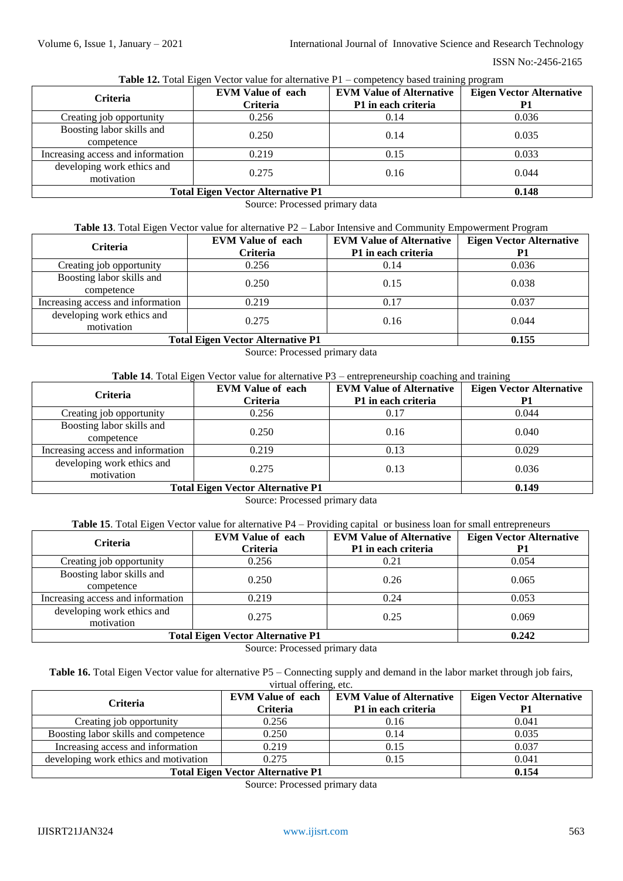**Table 12.** Total Eigen Vector value for alternative P1 – competency based training program

| Criteria | EVM Value of each Criteria | EVM Value of Alternative P1 in each criteria | Eigen Vector Alternative P1 |
|---|---|---|---|
| Creating job opportunity | 0.256 | 0.14 | 0.036 |
| Boosting labor skills and competence | 0.250 | 0.14 | 0.035 |
| Increasing access and information | 0.219 | 0.15 | 0.033 |
| developing work ethics and motivation | 0.275 | 0.16 | 0.044 |
| **Total Eigen Vector Alternative P1** | | | **0.148** |

Source: Processed primary data

**Table 13**. Total Eigen Vector value for alternative P2 – Labor Intensive and Community Empowerment Program

| Criteria | EVM Value of each Criteria | EVM Value of Alternative P1 in each criteria | Eigen Vector Alternative P1 |
|---|---|---|---|
| Creating job opportunity | 0.256 | 0.14 | 0.036 |
| Boosting labor skills and competence | 0.250 | 0.15 | 0.038 |
| Increasing access and information | 0.219 | 0.17 | 0.037 |
| developing work ethics and motivation | 0.275 | 0.16 | 0.044 |
| **Total Eigen Vector Alternative P1** | | | **0.155** |

Source: Processed primary data

**Table 14**. Total Eigen Vector value for alternative P3 – entrepreneurship coaching and training

| Criteria | EVM Value of each Criteria | EVM Value of Alternative P1 in each criteria | Eigen Vector Alternative P1 |
|---|---|---|---|
| Creating job opportunity | 0.256 | 0.17 | 0.044 |
| Boosting labor skills and competence | 0.250 | 0.16 | 0.040 |
| Increasing access and information | 0.219 | 0.13 | 0.029 |
| developing work ethics and motivation | 0.275 | 0.13 | 0.036 |
| **Total Eigen Vector Alternative P1** | | | **0.149** |

Source: Processed primary data

**Table 15**. Total Eigen Vector value for alternative P4 – Providing capital or business loan for small entrepreneurs

| Criteria | EVM Value of each Criteria | EVM Value of Alternative P1 in each criteria | Eigen Vector Alternative P1 |
|---|---|---|---|
| Creating job opportunity | 0.256 | 0.21 | 0.054 |
| Boosting labor skills and competence | 0.250 | 0.26 | 0.065 |
| Increasing access and information | 0.219 | 0.24 | 0.053 |
| developing work ethics and motivation | 0.275 | 0.25 | 0.069 |
| **Total Eigen Vector Alternative P1** | | | **0.242** |

Source: Processed primary data

**Table 16.** Total Eigen Vector value for alternative P5 – Connecting supply and demand in the labor market through job fairs, virtual offering, etc.

| Criteria | EVM Value of each Criteria | EVM Value of Alternative P1 in each criteria | Eigen Vector Alternative P1 |
|---|---|---|---|
| Creating job opportunity | 0.256 | 0.16 | 0.041 |
| Boosting labor skills and competence | 0.250 | 0.14 | 0.035 |
| Increasing access and information | 0.219 | 0.15 | 0.037 |
| developing work ethics and motivation | 0.275 | 0.15 | 0.041 |
| **Total Eigen Vector Alternative P1** | | | **0.154** |

Source: Processed primary data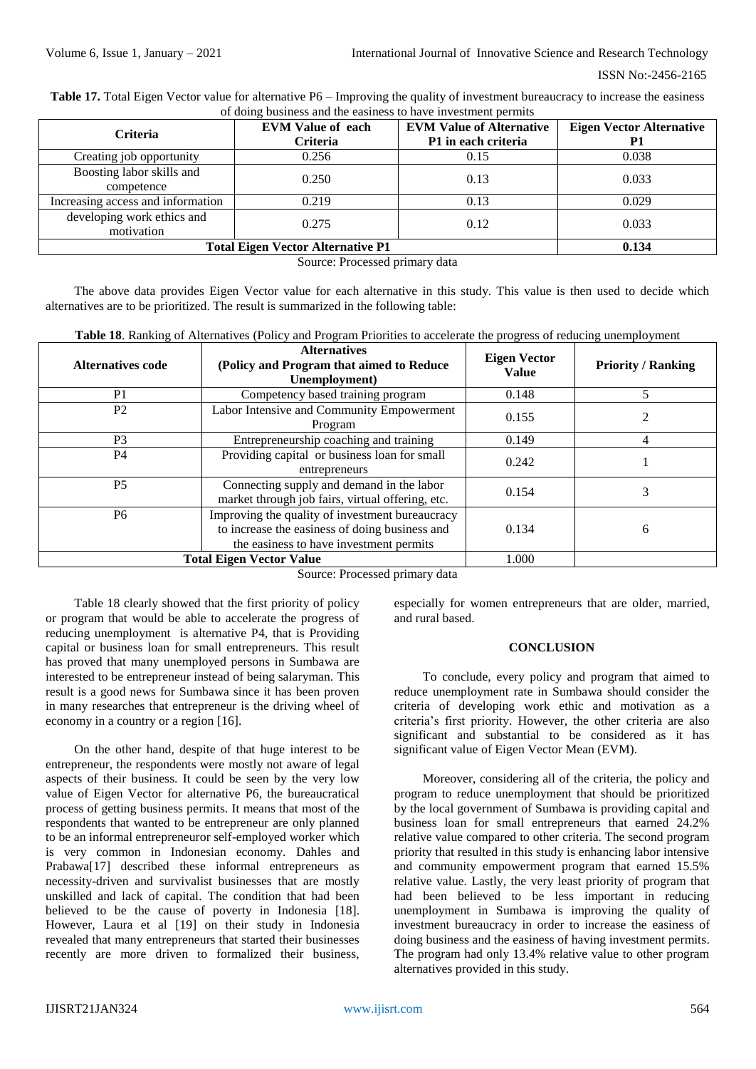**Table 17.** Total Eigen Vector value for alternative P6 – Improving the quality of investment bureaucracy to increase the easiness of doing business and the easiness to have investment permits

| Criteria | EVM Value of each Criteria | EVM Value of Alternative P1 in each criteria | Eigen Vector Alternative P1 |
|---|---|---|---|
| Creating job opportunity | 0.256 | 0.15 | 0.038 |
| Boosting labor skills and competence | 0.250 | 0.13 | 0.033 |
| Increasing access and information | 0.219 | 0.13 | 0.029 |
| developing work ethics and motivation | 0.275 | 0.12 | 0.033 |
| **Total Eigen Vector Alternative P1** | | | **0.134** |

Source: Processed primary data

The above data provides Eigen Vector value for each alternative in this study. This value is then used to decide which alternatives are to be prioritized. The result is summarized in the following table:

**Table 18**. Ranking of Alternatives (Policy and Program Priorities to accelerate the progress of reducing unemployment

| Alternatives code | Alternatives (Policy and Program that aimed to Reduce Unemployment) | Eigen Vector Value | Priority / Ranking |
|---|---|---|---|
| P1 | Competency based training program | 0.148 | 5 |
| P2 | Labor Intensive and Community Empowerment Program | 0.155 | 2 |
| P3 | Entrepreneurship coaching and training | 0.149 | 4 |
| P4 | Providing capital or business loan for small entrepreneurs | 0.242 | 1 |
| P5 | Connecting supply and demand in the labor market through job fairs, virtual offering, etc. | 0.154 | 3 |
| P6 | Improving the quality of investment bureaucracy to increase the easiness of doing business and the easiness to have investment permits | 0.134 | 6 |
| **Total Eigen Vector Value** | | 1.000 | |

Source: Processed primary data

Table 18 clearly showed that the first priority of policy or program that would be able to accelerate the progress of reducing unemployment is alternative P4, that is Providing capital or business loan for small entrepreneurs. This result has proved that many unemployed persons in Sumbawa are interested to be entrepreneur instead of being salaryman. This result is a good news for Sumbawa since it has been proven in many researches that entrepreneur is the driving wheel of economy in a country or a region [16].

On the other hand, despite of that huge interest to be entrepreneur, the respondents were mostly not aware of legal aspects of their business. It could be seen by the very low value of Eigen Vector for alternative P6, the bureaucratical process of getting business permits. It means that most of the respondents that wanted to be entrepreneur are only planned to be an informal entrepreneuror self-employed worker which is very common in Indonesian economy. Dahles and Prabawa[17] described these informal entrepreneurs as necessity-driven and survivalist businesses that are mostly unskilled and lack of capital. The condition that had been believed to be the cause of poverty in Indonesia [18]. However, Laura et al [19] on their study in Indonesia revealed that many entrepreneurs that started their businesses recently are more driven to formalized their business, especially for women entrepreneurs that are older, married, and rural based.

## CONCLUSION

To conclude, every policy and program that aimed to reduce unemployment rate in Sumbawa should consider the criteria of developing work ethic and motivation as a criteria's first priority. However, the other criteria are also significant and substantial to be considered as it has significant value of Eigen Vector Mean (EVM).

Moreover, considering all of the criteria, the policy and program to reduce unemployment that should be prioritized by the local government of Sumbawa is providing capital and business loan for small entrepreneurs that earned 24.2% relative value compared to other criteria. The second program priority that resulted in this study is enhancing labor intensive and community empowerment program that earned 15.5% relative value. Lastly, the very least priority of program that had been believed to be less important in reducing unemployment in Sumbawa is improving the quality of investment bureaucracy in order to increase the easiness of doing business and the easiness of having investment permits. The program had only 13.4% relative value to other program alternatives provided in this study.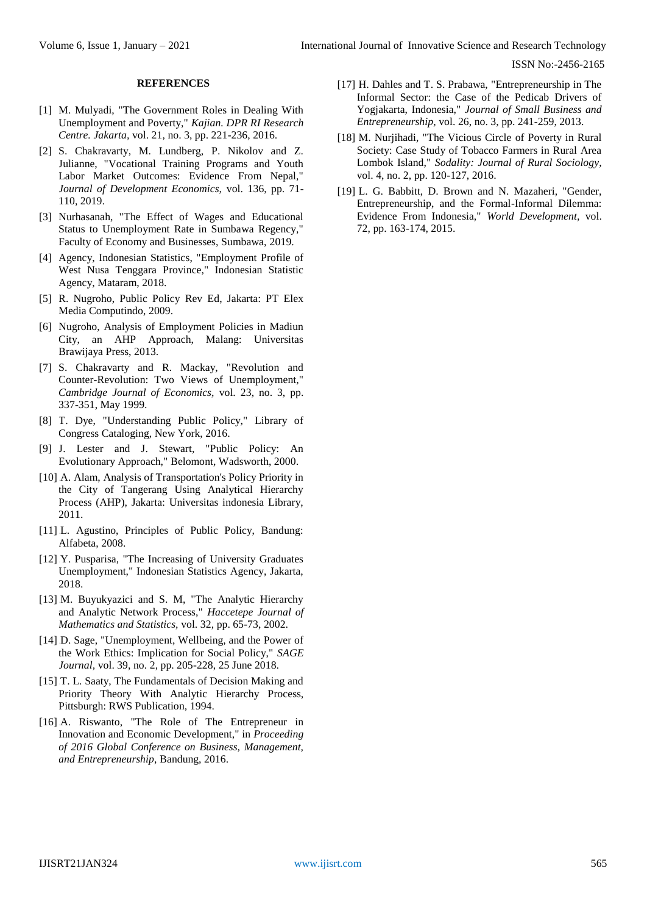## REFERENCES

[1] M. Mulyadi, "The Government Roles in Dealing With Unemployment and Poverty," *Kajian. DPR RI Research Centre. Jakarta,* vol. 21, no. 3, pp. 221-236, 2016.

[2] S. Chakravarty, M. Lundberg, P. Nikolov and Z. Julianne, "Vocational Training Programs and Youth Labor Market Outcomes: Evidence From Nepal," *Journal of Development Economics,* vol. 136, pp. 71-110, 2019.

[3] Nurhasanah, "The Effect of Wages and Educational Status to Unemployment Rate in Sumbawa Regency," Faculty of Economy and Businesses, Sumbawa, 2019.

[4] Agency, Indonesian Statistics, "Employment Profile of West Nusa Tenggara Province," Indonesian Statistic Agency, Mataram, 2018.

[5] R. Nugroho, Public Policy Rev Ed, Jakarta: PT Elex Media Computindo, 2009.

[6] Nugroho, Analysis of Employment Policies in Madiun City, an AHP Approach, Malang: Universitas Brawijaya Press, 2013.

[7] S. Chakravarty and R. Mackay, "Revolution and Counter-Revolution: Two Views of Unemployment," *Cambridge Journal of Economics,* vol. 23, no. 3, pp. 337-351, May 1999.

[8] T. Dye, "Understanding Public Policy," Library of Congress Cataloging, New York, 2016.

[9] J. Lester and J. Stewart, "Public Policy: An Evolutionary Approach," Belomont, Wadsworth, 2000.

[10] A. Alam, Analysis of Transportation's Policy Priority in the City of Tangerang Using Analytical Hierarchy Process (AHP), Jakarta: Universitas indonesia Library, 2011.

[11] L. Agustino, Principles of Public Policy, Bandung: Alfabeta, 2008.

[12] Y. Pusparisa, "The Increasing of University Graduates Unemployment," Indonesian Statistics Agency, Jakarta, 2018.

[13] M. Buyukyazici and S. M, "The Analytic Hierarchy and Analytic Network Process," *Haccetepe Journal of Mathematics and Statistics,* vol. 32, pp. 65-73, 2002.

[14] D. Sage, "Unemployment, Wellbeing, and the Power of the Work Ethics: Implication for Social Policy," *SAGE Journal,* vol. 39, no. 2, pp. 205-228, 25 June 2018.

[15] T. L. Saaty, The Fundamentals of Decision Making and Priority Theory With Analytic Hierarchy Process, Pittsburgh: RWS Publication, 1994.

[16] A. Riswanto, "The Role of The Entrepreneur in Innovation and Economic Development," in *Proceeding of 2016 Global Conference on Business, Management, and Entrepreneurship,* Bandung, 2016.

[17] H. Dahles and T. S. Prabawa, "Entrepreneurship in The Informal Sector: the Case of the Pedicab Drivers of Yogjakarta, Indonesia," *Journal of Small Business and Entrepreneurship,* vol. 26, no. 3, pp. 241-259, 2013.

[18] M. Nurjihadi, "The Vicious Circle of Poverty in Rural Society: Case Study of Tobacco Farmers in Rural Area Lombok Island," *Sodality: Journal of Rural Sociology,* vol. 4, no. 2, pp. 120-127, 2016.

[19] L. G. Babbitt, D. Brown and N. Mazaheri, "Gender, Entrepreneurship, and the Formal-Informal Dilemma: Evidence From Indonesia," *World Development,* vol. 72, pp. 163-174, 2015.